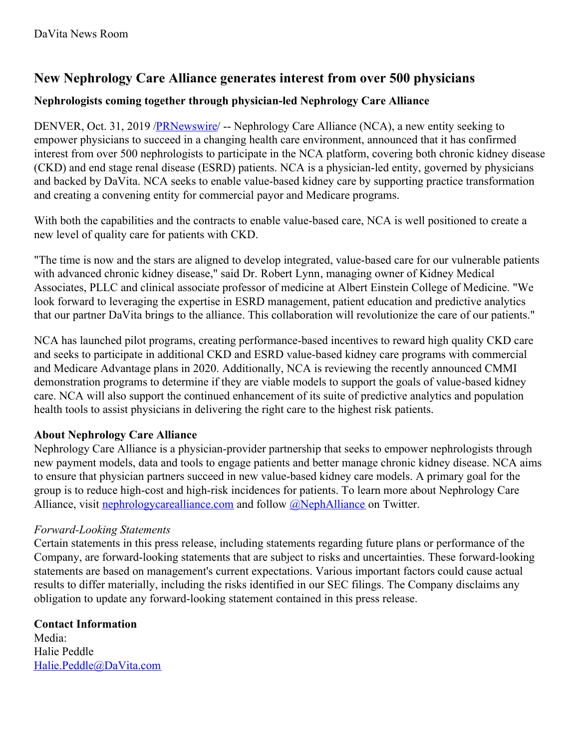DaVita News Room

# New Nephrology Care Alliance generates interest from over 500 physicians

### Nephrologists coming together through physician-led Nephrology Care Alliance

DENVER, Oct. 31, 2019 /PRNewswire/ -- Nephrology Care Alliance (NCA), a new entity seeking to empower physicians to succeed in a changing health care environment, announced that it has confirmed interest from over 500 nephrologists to participate in the NCA platform, covering both chronic kidney disease (CKD) and end stage renal disease (ESRD) patients. NCA is a physician-led entity, governed by physicians and backed by DaVita. NCA seeks to enable value-based kidney care by supporting practice transformation and creating a convening entity for commercial payor and Medicare programs.

With both the capabilities and the contracts to enable value-based care, NCA is well positioned to create a new level of quality care for patients with CKD.

"The time is now and the stars are aligned to develop integrated, value-based care for our vulnerable patients with advanced chronic kidney disease," said Dr. Robert Lynn, managing owner of Kidney Medical Associates, PLLC and clinical associate professor of medicine at Albert Einstein College of Medicine. "We look forward to leveraging the expertise in ESRD management, patient education and predictive analytics that our partner DaVita brings to the alliance. This collaboration will revolutionize the care of our patients."

NCA has launched pilot programs, creating performance-based incentives to reward high quality CKD care and seeks to participate in additional CKD and ESRD value-based kidney care programs with commercial and Medicare Advantage plans in 2020. Additionally, NCA is reviewing the recently announced CMMI demonstration programs to determine if they are viable models to support the goals of value-based kidney care. NCA will also support the continued enhancement of its suite of predictive analytics and population health tools to assist physicians in delivering the right care to the highest risk patients.

**About Nephrology Care Alliance**
Nephrology Care Alliance is a physician-provider partnership that seeks to empower nephrologists through new payment models, data and tools to engage patients and better manage chronic kidney disease. NCA aims to ensure that physician partners succeed in new value-based kidney care models. A primary goal for the group is to reduce high-cost and high-risk incidences for patients. To learn more about Nephrology Care Alliance, visit nephrologycarealliance.com and follow @NephAlliance on Twitter.

*Forward-Looking Statements*
Certain statements in this press release, including statements regarding future plans or performance of the Company, are forward-looking statements that are subject to risks and uncertainties. These forward-looking statements are based on management's current expectations. Various important factors could cause actual results to differ materially, including the risks identified in our SEC filings. The Company disclaims any obligation to update any forward-looking statement contained in this press release.

**Contact Information**
Media:
Halie Peddle
Halie.Peddle@DaVita.com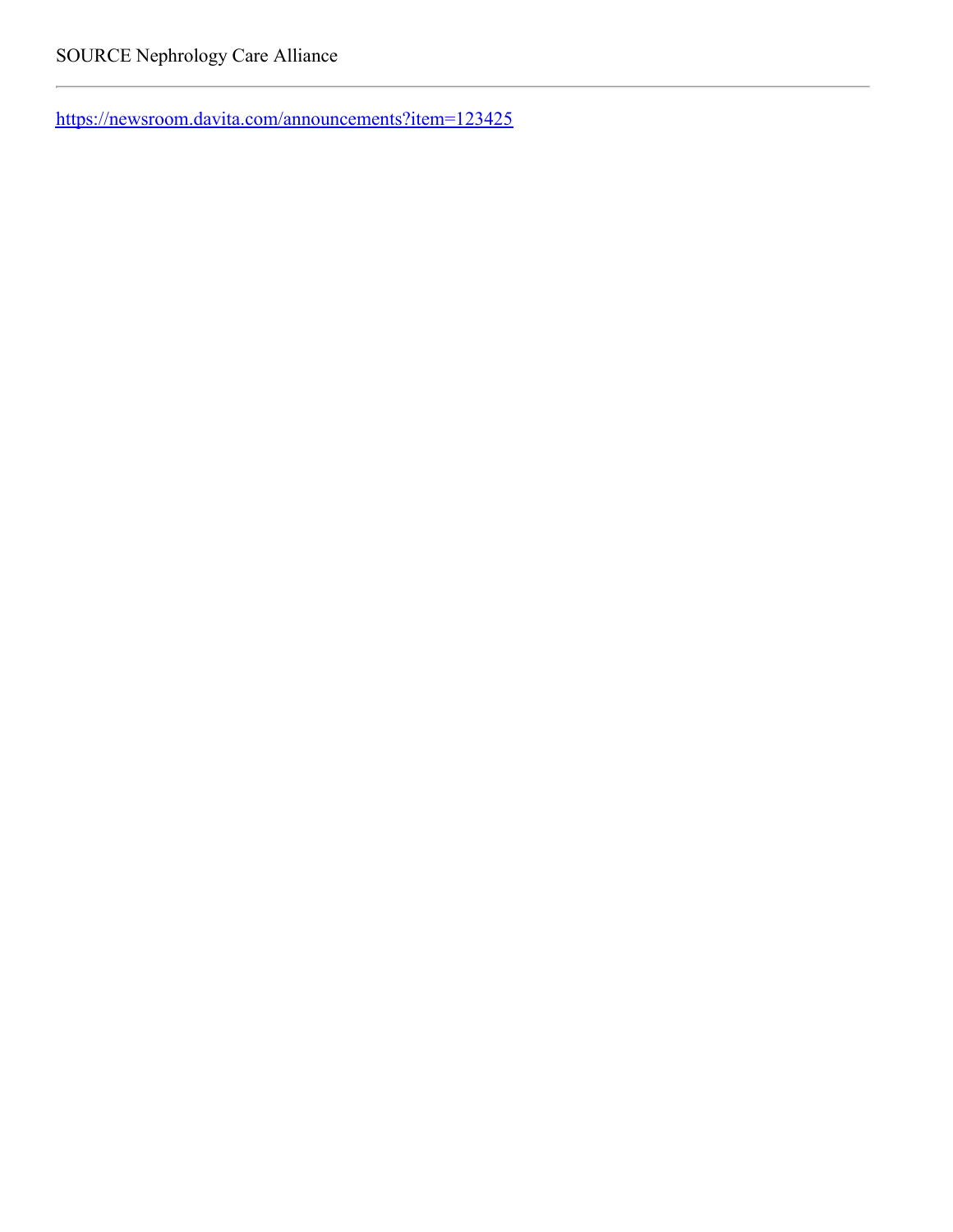SOURCE Nephrology Care Alliance

---

https://newsroom.davita.com/announcements?item=123425